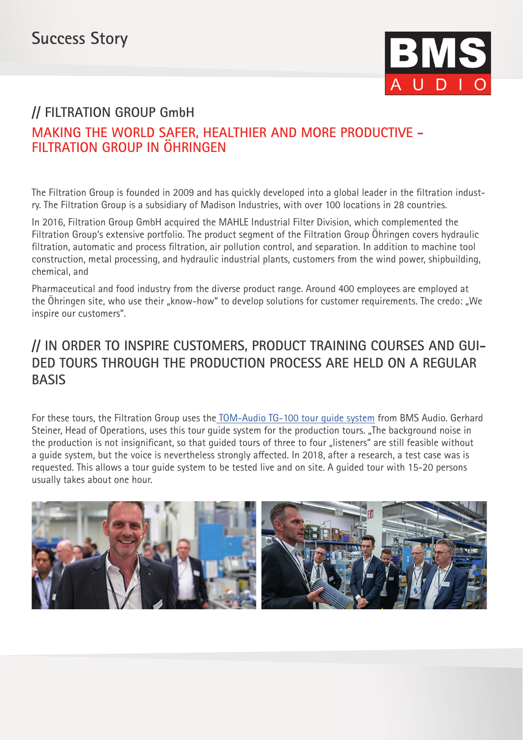Success Story

BMS AUDIO

## // FILTRATION GROUP GmbH

## MAKING THE WORLD SAFER, HEALTHIER AND MORE PRODUCTIVE - FILTRATION GROUP IN ÖHRINGEN

The Filtration Group is founded in 2009 and has quickly developed into a global leader in the filtration industry. The Filtration Group is a subsidiary of Madison Industries, with over 100 locations in 28 countries.

In 2016, Filtration Group GmbH acquired the MAHLE Industrial Filter Division, which complemented the Filtration Group's extensive portfolio. The product segment of the Filtration Group Öhringen covers hydraulic filtration, automatic and process filtration, air pollution control, and separation. In addition to machine tool construction, metal processing, and hydraulic industrial plants, customers from the wind power, shipbuilding, chemical, and

Pharmaceutical and food industry from the diverse product range. Around 400 employees are employed at the Öhringen site, who use their „know-how" to develop solutions for customer requirements. The credo: „We inspire our customers".

## // IN ORDER TO INSPIRE CUSTOMERS, PRODUCT TRAINING COURSES AND GUIDED TOURS THROUGH THE PRODUCTION PROCESS ARE HELD ON A REGULAR BASIS

For these tours, the Filtration Group uses the TOM-Audio TG-100 tour guide system from BMS Audio. Gerhard Steiner, Head of Operations, uses this tour guide system for the production tours. „The background noise in the production is not insignificant, so that guided tours of three to four „listeners" are still feasible without a guide system, but the voice is nevertheless strongly affected. In 2018, after a research, a test case was is requested. This allows a tour guide system to be tested live and on site. A guided tour with 15-20 persons usually takes about one hour.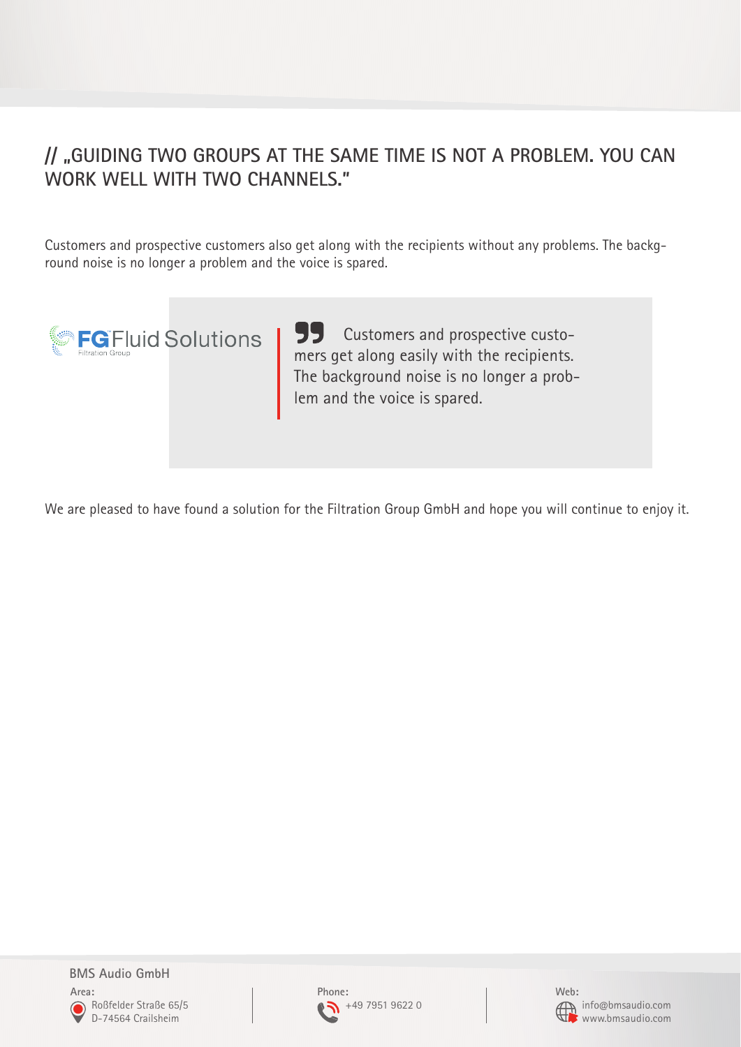## // „GUIDING TWO GROUPS AT THE SAME TIME IS NOT A PROBLEM. YOU CAN WORK WELL WITH TWO CHANNELS."

Customers and prospective customers also get along with the recipients without any problems. The background noise is no longer a problem and the voice is spared.

FG Fluid Solutions
Filtration Group

> Customers and prospective customers get along easily with the recipients. The background noise is no longer a problem and the voice is spared.

We are pleased to have found a solution for the Filtration Group GmbH and hope you will continue to enjoy it.

**BMS Audio GmbH**

**Area:**
Roßfelder Straße 65/5
D-74564 Crailsheim

**Phone:**
+49 7951 9622 0

**Web:**
info@bmsaudio.com
www.bmsaudio.com